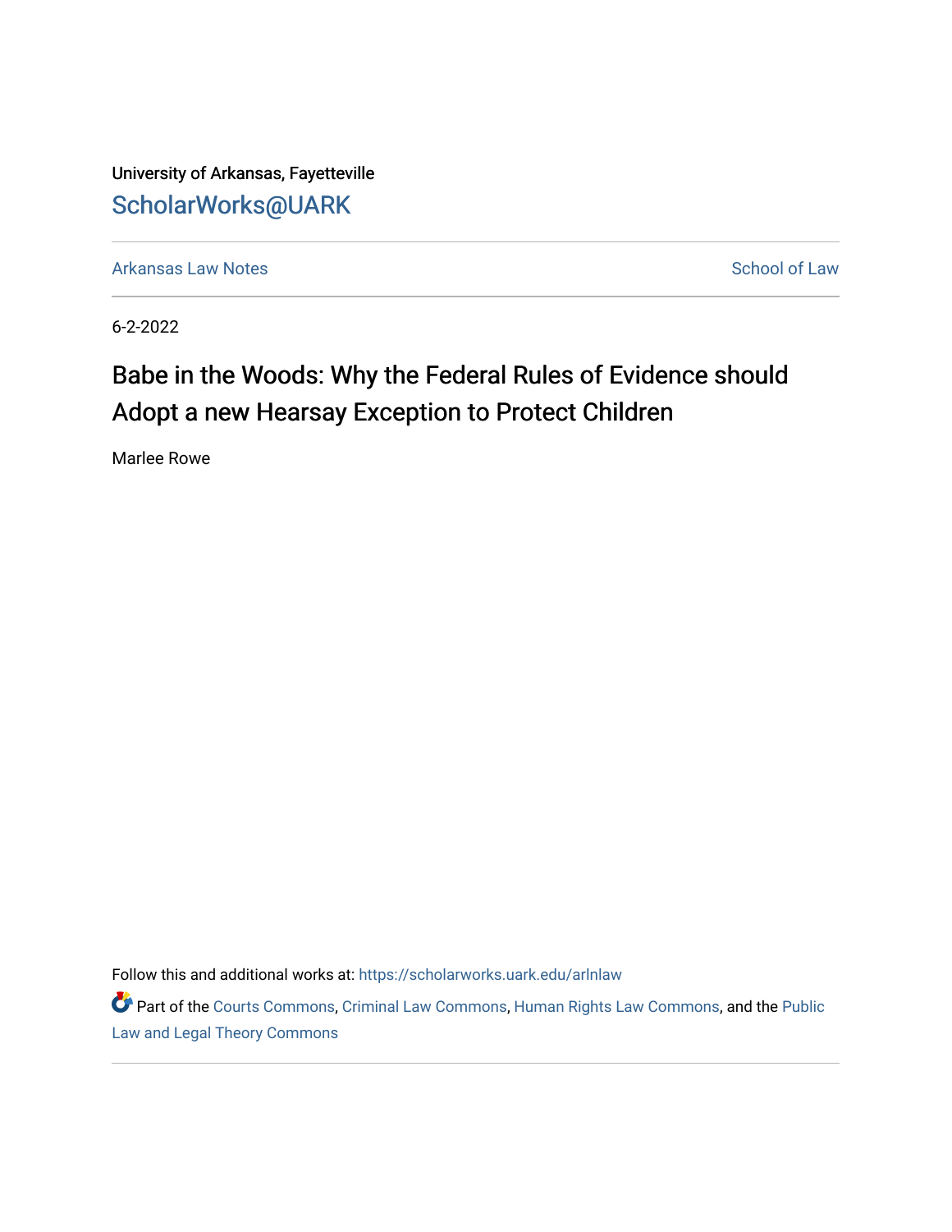University of Arkansas, Fayetteville

ScholarWorks@UARK

Arkansas Law Notes

School of Law

6-2-2022

# Babe in the Woods: Why the Federal Rules of Evidence should Adopt a new Hearsay Exception to Protect Children

Marlee Rowe

Follow this and additional works at: https://scholarworks.uark.edu/arlnlaw

Part of the Courts Commons, Criminal Law Commons, Human Rights Law Commons, and the Public Law and Legal Theory Commons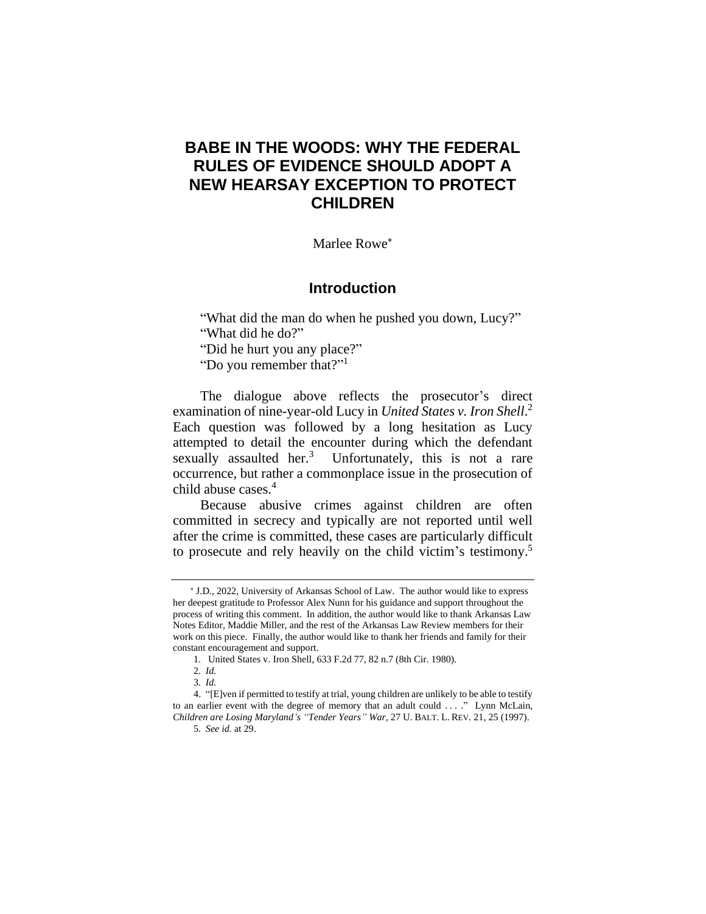# BABE IN THE WOODS: WHY THE FEDERAL RULES OF EVIDENCE SHOULD ADOPT A NEW HEARSAY EXCEPTION TO PROTECT CHILDREN

Marlee Rowe*

## Introduction

> "What did the man do when he pushed you down, Lucy?"
> "What did he do?"
> "Did he hurt you any place?"
> "Do you remember that?"[1]

The dialogue above reflects the prosecutor's direct examination of nine-year-old Lucy in *United States v. Iron Shell*.[2] Each question was followed by a long hesitation as Lucy attempted to detail the encounter during which the defendant sexually assaulted her.[3] Unfortunately, this is not a rare occurrence, but rather a commonplace issue in the prosecution of child abuse cases.[4]

Because abusive crimes against children are often committed in secrecy and typically are not reported until well after the crime is committed, these cases are particularly difficult to prosecute and rely heavily on the child victim's testimony.[5]

---

\* J.D., 2022, University of Arkansas School of Law. The author would like to express her deepest gratitude to Professor Alex Nunn for his guidance and support throughout the process of writing this comment. In addition, the author would like to thank Arkansas Law Notes Editor, Maddie Miller, and the rest of the Arkansas Law Review members for their work on this piece. Finally, the author would like to thank her friends and family for their constant encouragement and support.

1. United States v. Iron Shell, 633 F.2d 77, 82 n.7 (8th Cir. 1980).

2. *Id.*

3. *Id.*

4. "[E]ven if permitted to testify at trial, young children are unlikely to be able to testify to an earlier event with the degree of memory that an adult could . . . ." Lynn McLain, *Children are Losing Maryland's "Tender Years" War*, 27 U. BALT. L. REV. 21, 25 (1997).

5. *See id.* at 29.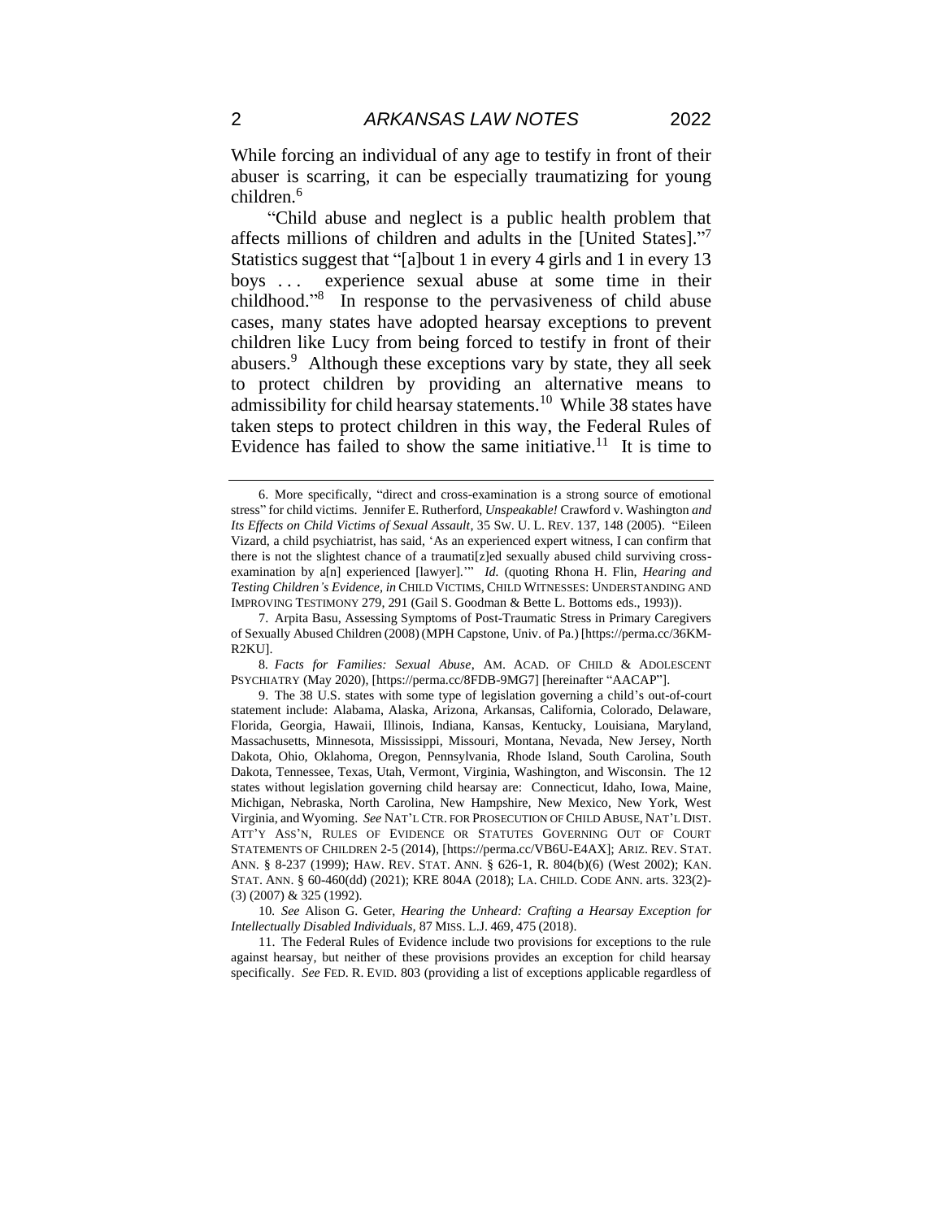While forcing an individual of any age to testify in front of their abuser is scarring, it can be especially traumatizing for young children.[6]

"Child abuse and neglect is a public health problem that affects millions of children and adults in the [United States]."[7] Statistics suggest that "[a]bout 1 in every 4 girls and 1 in every 13 boys . . . experience sexual abuse at some time in their childhood."[8] In response to the pervasiveness of child abuse cases, many states have adopted hearsay exceptions to prevent children like Lucy from being forced to testify in front of their abusers.[9] Although these exceptions vary by state, they all seek to protect children by providing an alternative means to admissibility for child hearsay statements.[10] While 38 states have taken steps to protect children in this way, the Federal Rules of Evidence has failed to show the same initiative.[11] It is time to

---

6. More specifically, "direct and cross-examination is a strong source of emotional stress" for child victims. Jennifer E. Rutherford, *Unspeakable!* Crawford v. Washington *and Its Effects on Child Victims of Sexual Assault*, 35 SW. U. L. REV. 137, 148 (2005). "Eileen Vizard, a child psychiatrist, has said, 'As an experienced expert witness, I can confirm that there is not the slightest chance of a traumati[z]ed sexually abused child surviving cross-examination by a[n] experienced [lawyer].'" *Id.* (quoting Rhona H. Flin, *Hearing and Testing Children's Evidence*, *in* CHILD VICTIMS, CHILD WITNESSES: UNDERSTANDING AND IMPROVING TESTIMONY 279, 291 (Gail S. Goodman & Bette L. Bottoms eds., 1993)).

7. Arpita Basu, Assessing Symptoms of Post-Traumatic Stress in Primary Caregivers of Sexually Abused Children (2008) (MPH Capstone, Univ. of Pa.) [https://perma.cc/36KM-R2KU].

8. *Facts for Families: Sexual Abuse*, AM. ACAD. OF CHILD & ADOLESCENT PSYCHIATRY (May 2020), [https://perma.cc/8FDB-9MG7] [hereinafter "AACAP"].

9. The 38 U.S. states with some type of legislation governing a child's out-of-court statement include: Alabama, Alaska, Arizona, Arkansas, California, Colorado, Delaware, Florida, Georgia, Hawaii, Illinois, Indiana, Kansas, Kentucky, Louisiana, Maryland, Massachusetts, Minnesota, Mississippi, Missouri, Montana, Nevada, New Jersey, North Dakota, Ohio, Oklahoma, Oregon, Pennsylvania, Rhode Island, South Carolina, South Dakota, Tennessee, Texas, Utah, Vermont, Virginia, Washington, and Wisconsin. The 12 states without legislation governing child hearsay are: Connecticut, Idaho, Iowa, Maine, Michigan, Nebraska, North Carolina, New Hampshire, New Mexico, New York, West Virginia, and Wyoming. *See* NAT'L CTR. FOR PROSECUTION OF CHILD ABUSE, NAT'L DIST. ATT'Y ASS'N, RULES OF EVIDENCE OR STATUTES GOVERNING OUT OF COURT STATEMENTS OF CHILDREN 2-5 (2014), [https://perma.cc/VB6U-E4AX]; ARIZ. REV. STAT. ANN. § 8-237 (1999); HAW. REV. STAT. ANN. § 626-1, R. 804(b)(6) (West 2002); KAN. STAT. ANN. § 60-460(dd) (2021); KRE 804A (2018); LA. CHILD. CODE ANN. arts. 323(2)-(3) (2007) & 325 (1992).

10. *See* Alison G. Geter, *Hearing the Unheard: Crafting a Hearsay Exception for Intellectually Disabled Individuals*, 87 MISS. L.J. 469, 475 (2018).

11. The Federal Rules of Evidence include two provisions for exceptions to the rule against hearsay, but neither of these provisions provides an exception for child hearsay specifically. *See* FED. R. EVID. 803 (providing a list of exceptions applicable regardless of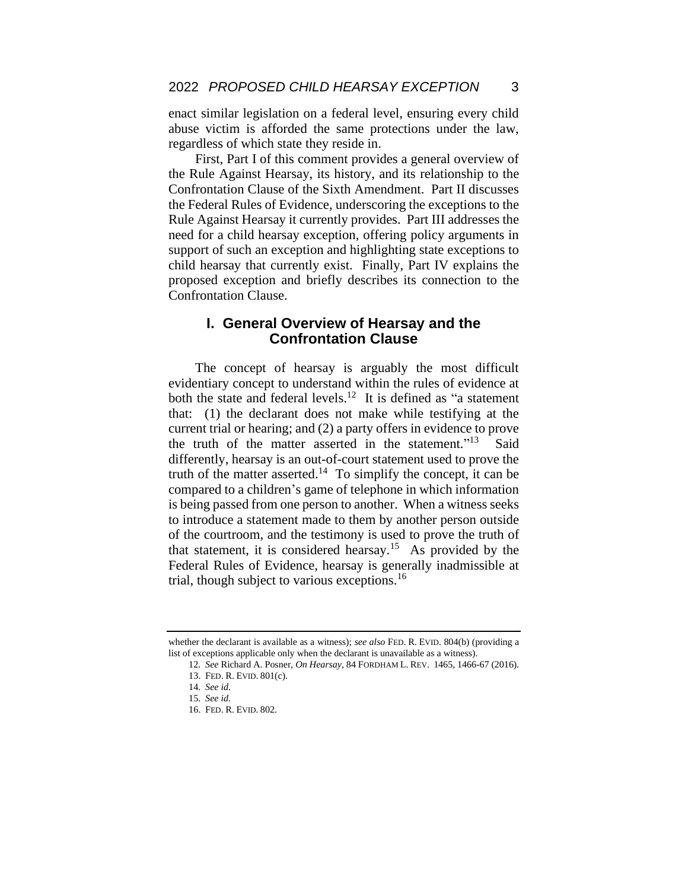enact similar legislation on a federal level, ensuring every child abuse victim is afforded the same protections under the law, regardless of which state they reside in.

First, Part I of this comment provides a general overview of the Rule Against Hearsay, its history, and its relationship to the Confrontation Clause of the Sixth Amendment. Part II discusses the Federal Rules of Evidence, underscoring the exceptions to the Rule Against Hearsay it currently provides. Part III addresses the need for a child hearsay exception, offering policy arguments in support of such an exception and highlighting state exceptions to child hearsay that currently exist. Finally, Part IV explains the proposed exception and briefly describes its connection to the Confrontation Clause.

## I. General Overview of Hearsay and the Confrontation Clause

The concept of hearsay is arguably the most difficult evidentiary concept to understand within the rules of evidence at both the state and federal levels.[12] It is defined as "a statement that: (1) the declarant does not make while testifying at the current trial or hearing; and (2) a party offers in evidence to prove the truth of the matter asserted in the statement."[13] Said differently, hearsay is an out-of-court statement used to prove the truth of the matter asserted.[14] To simplify the concept, it can be compared to a children's game of telephone in which information is being passed from one person to another. When a witness seeks to introduce a statement made to them by another person outside of the courtroom, and the testimony is used to prove the truth of that statement, it is considered hearsay.[15] As provided by the Federal Rules of Evidence, hearsay is generally inadmissible at trial, though subject to various exceptions.[16]

---

whether the declarant is available as a witness); *see also* FED. R. EVID. 804(b) (providing a list of exceptions applicable only when the declarant is unavailable as a witness).

12. *See* Richard A. Posner, *On Hearsay*, 84 FORDHAM L. REV. 1465, 1466-67 (2016).

13. FED. R. EVID. 801(c).

14. *See id.*

15. *See id.*

16. FED. R. EVID. 802.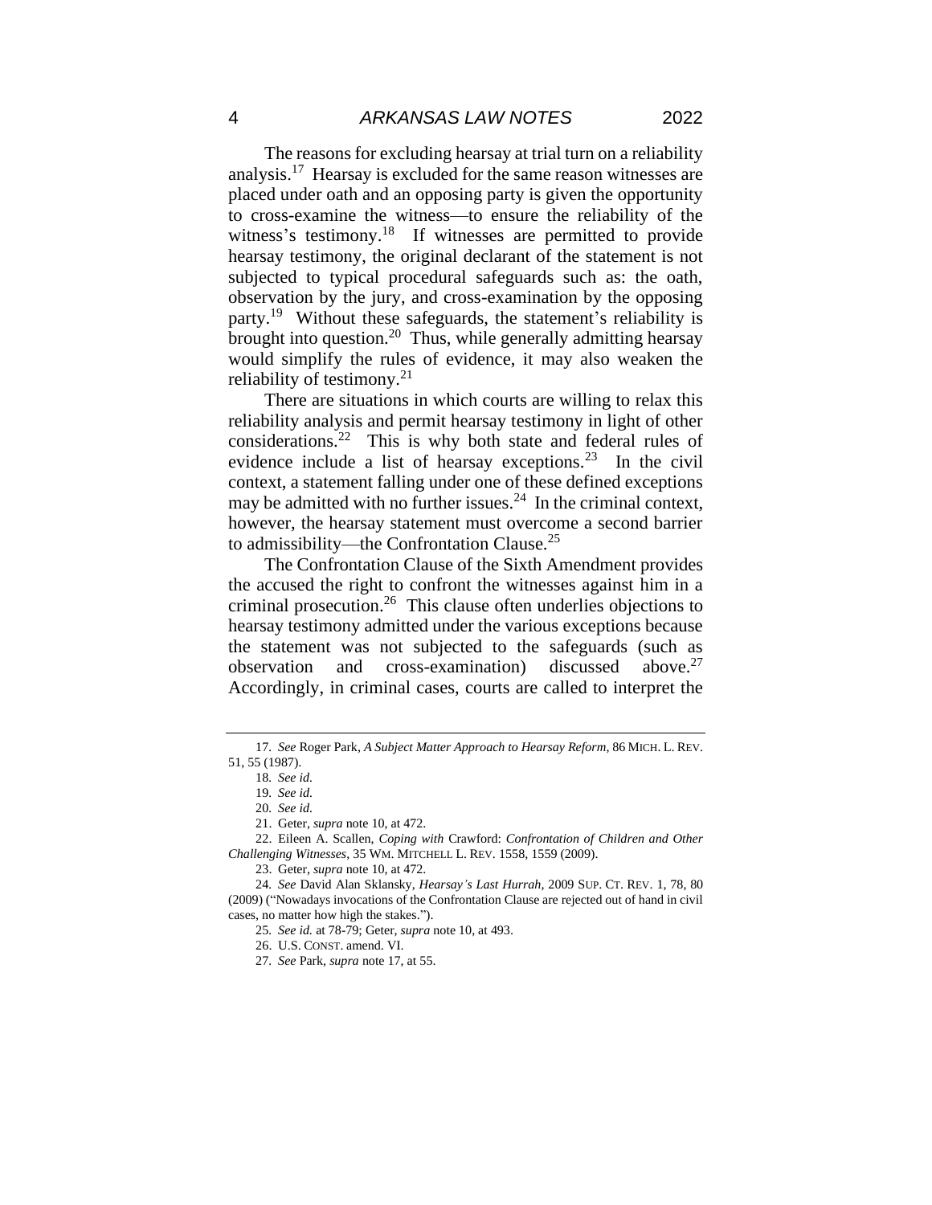The reasons for excluding hearsay at trial turn on a reliability analysis.[17] Hearsay is excluded for the same reason witnesses are placed under oath and an opposing party is given the opportunity to cross-examine the witness—to ensure the reliability of the witness's testimony.[18] If witnesses are permitted to provide hearsay testimony, the original declarant of the statement is not subjected to typical procedural safeguards such as: the oath, observation by the jury, and cross-examination by the opposing party.[19] Without these safeguards, the statement's reliability is brought into question.[20] Thus, while generally admitting hearsay would simplify the rules of evidence, it may also weaken the reliability of testimony.[21]

There are situations in which courts are willing to relax this reliability analysis and permit hearsay testimony in light of other considerations.[22] This is why both state and federal rules of evidence include a list of hearsay exceptions.[23] In the civil context, a statement falling under one of these defined exceptions may be admitted with no further issues.[24] In the criminal context, however, the hearsay statement must overcome a second barrier to admissibility—the Confrontation Clause.[25]

The Confrontation Clause of the Sixth Amendment provides the accused the right to confront the witnesses against him in a criminal prosecution.[26] This clause often underlies objections to hearsay testimony admitted under the various exceptions because the statement was not subjected to the safeguards (such as observation and cross-examination) discussed above.[27] Accordingly, in criminal cases, courts are called to interpret the

---

17. *See* Roger Park, *A Subject Matter Approach to Hearsay Reform*, 86 MICH. L. REV. 51, 55 (1987).

18. *See id.*

19. *See id.*

20. *See id.*

21. Geter, *supra* note 10, at 472.

22. Eileen A. Scallen, *Coping with* Crawford: *Confrontation of Children and Other Challenging Witnesses*, 35 WM. MITCHELL L. REV. 1558, 1559 (2009).

23. Geter, *supra* note 10, at 472.

24. *See* David Alan Sklansky, *Hearsay's Last Hurrah*, 2009 SUP. CT. REV. 1, 78, 80 (2009) ("Nowadays invocations of the Confrontation Clause are rejected out of hand in civil cases, no matter how high the stakes.").

25. *See id.* at 78-79; Geter, *supra* note 10, at 493.

26. U.S. CONST. amend. VI.

27. *See* Park, *supra* note 17, at 55.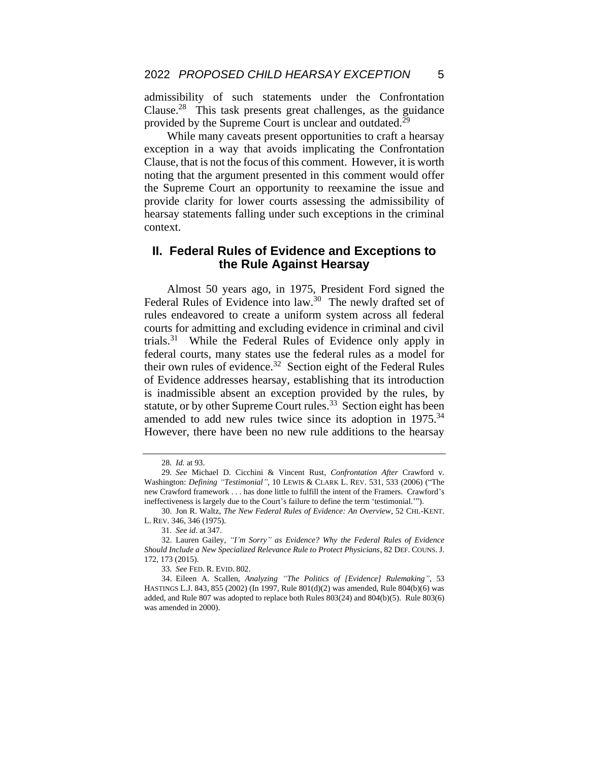admissibility of such statements under the Confrontation Clause.[28] This task presents great challenges, as the guidance provided by the Supreme Court is unclear and outdated.[29]

While many caveats present opportunities to craft a hearsay exception in a way that avoids implicating the Confrontation Clause, that is not the focus of this comment. However, it is worth noting that the argument presented in this comment would offer the Supreme Court an opportunity to reexamine the issue and provide clarity for lower courts assessing the admissibility of hearsay statements falling under such exceptions in the criminal context.

## II. Federal Rules of Evidence and Exceptions to the Rule Against Hearsay

Almost 50 years ago, in 1975, President Ford signed the Federal Rules of Evidence into law.[30] The newly drafted set of rules endeavored to create a uniform system across all federal courts for admitting and excluding evidence in criminal and civil trials.[31] While the Federal Rules of Evidence only apply in federal courts, many states use the federal rules as a model for their own rules of evidence.[32] Section eight of the Federal Rules of Evidence addresses hearsay, establishing that its introduction is inadmissible absent an exception provided by the rules, by statute, or by other Supreme Court rules.[33] Section eight has been amended to add new rules twice since its adoption in 1975.[34] However, there have been no new rule additions to the hearsay

---

28. *Id.* at 93.

29. *See* Michael D. Cicchini & Vincent Rust, *Confrontation After* Crawford v. Washington: *Defining "Testimonial"*, 10 LEWIS & CLARK L. REV. 531, 533 (2006) ("The new Crawford framework . . . has done little to fulfill the intent of the Framers. Crawford's ineffectiveness is largely due to the Court's failure to define the term 'testimonial.'").

30. Jon R. Waltz, *The New Federal Rules of Evidence: An Overview*, 52 CHI.-KENT. L. REV. 346, 346 (1975).

31. *See id*. at 347.

32. Lauren Gailey, *"I'm Sorry" as Evidence? Why the Federal Rules of Evidence Should Include a New Specialized Relevance Rule to Protect Physicians*, 82 DEF. COUNS. J. 172, 173 (2015).

33. *See* FED. R. EVID. 802.

34. Eileen A. Scallen, *Analyzing "The Politics of [Evidence] Rulemaking"*, 53 HASTINGS L.J. 843, 855 (2002) (In 1997, Rule 801(d)(2) was amended, Rule 804(b)(6) was added, and Rule 807 was adopted to replace both Rules 803(24) and 804(b)(5). Rule 803(6) was amended in 2000).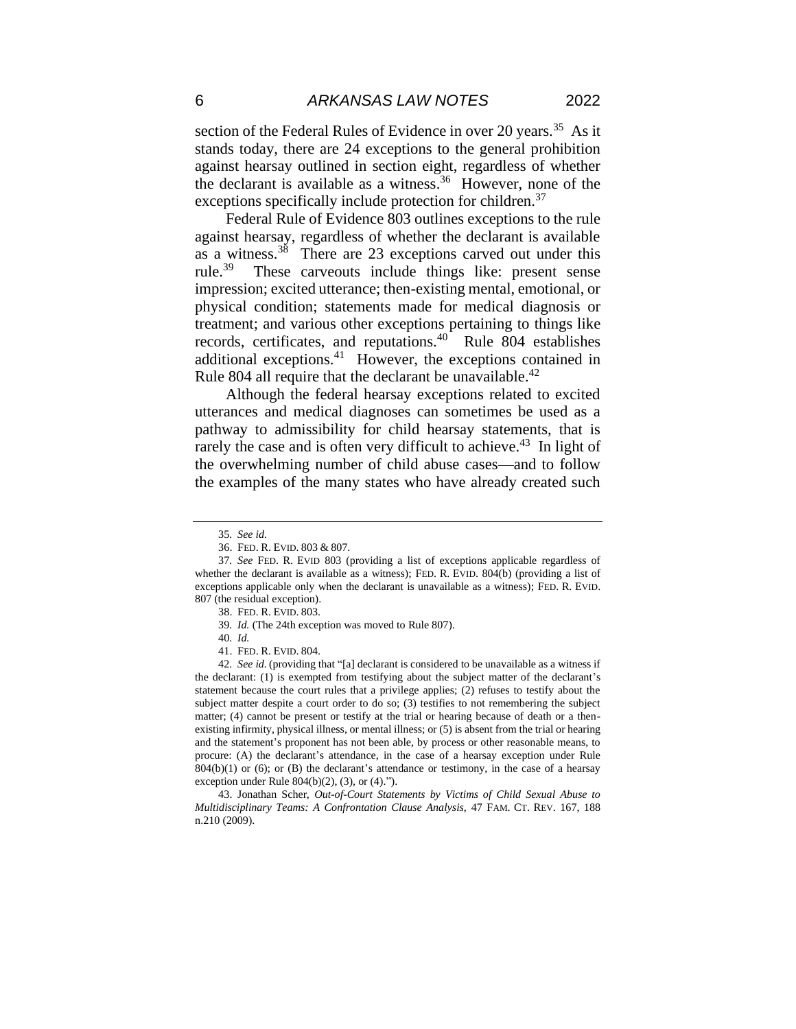section of the Federal Rules of Evidence in over 20 years.[35] As it stands today, there are 24 exceptions to the general prohibition against hearsay outlined in section eight, regardless of whether the declarant is available as a witness.[36] However, none of the exceptions specifically include protection for children.[37]

Federal Rule of Evidence 803 outlines exceptions to the rule against hearsay, regardless of whether the declarant is available as a witness.[38] There are 23 exceptions carved out under this rule.[39] These carveouts include things like: present sense impression; excited utterance; then-existing mental, emotional, or physical condition; statements made for medical diagnosis or treatment; and various other exceptions pertaining to things like records, certificates, and reputations.[40] Rule 804 establishes additional exceptions.[41] However, the exceptions contained in Rule 804 all require that the declarant be unavailable.[42]

Although the federal hearsay exceptions related to excited utterances and medical diagnoses can sometimes be used as a pathway to admissibility for child hearsay statements, that is rarely the case and is often very difficult to achieve.[43] In light of the overwhelming number of child abuse cases—and to follow the examples of the many states who have already created such

---

35. *See id.*

36. FED. R. EVID. 803 & 807.

37. *See* FED. R. EVID 803 (providing a list of exceptions applicable regardless of whether the declarant is available as a witness); FED. R. EVID. 804(b) (providing a list of exceptions applicable only when the declarant is unavailable as a witness); FED. R. EVID. 807 (the residual exception).

38. FED. R. EVID. 803.

39. *Id.* (The 24th exception was moved to Rule 807).

40. *Id.*

41. FED. R. EVID. 804.

42. *See id.* (providing that "[a] declarant is considered to be unavailable as a witness if the declarant: (1) is exempted from testifying about the subject matter of the declarant's statement because the court rules that a privilege applies; (2) refuses to testify about the subject matter despite a court order to do so; (3) testifies to not remembering the subject matter; (4) cannot be present or testify at the trial or hearing because of death or a then-existing infirmity, physical illness, or mental illness; or (5) is absent from the trial or hearing and the statement's proponent has not been able, by process or other reasonable means, to procure: (A) the declarant's attendance, in the case of a hearsay exception under Rule 804(b)(1) or (6); or (B) the declarant's attendance or testimony, in the case of a hearsay exception under Rule 804(b)(2), (3), or (4).").

43. Jonathan Scher, *Out-of-Court Statements by Victims of Child Sexual Abuse to Multidisciplinary Teams: A Confrontation Clause Analysis*, 47 FAM. CT. REV. 167, 188 n.210 (2009).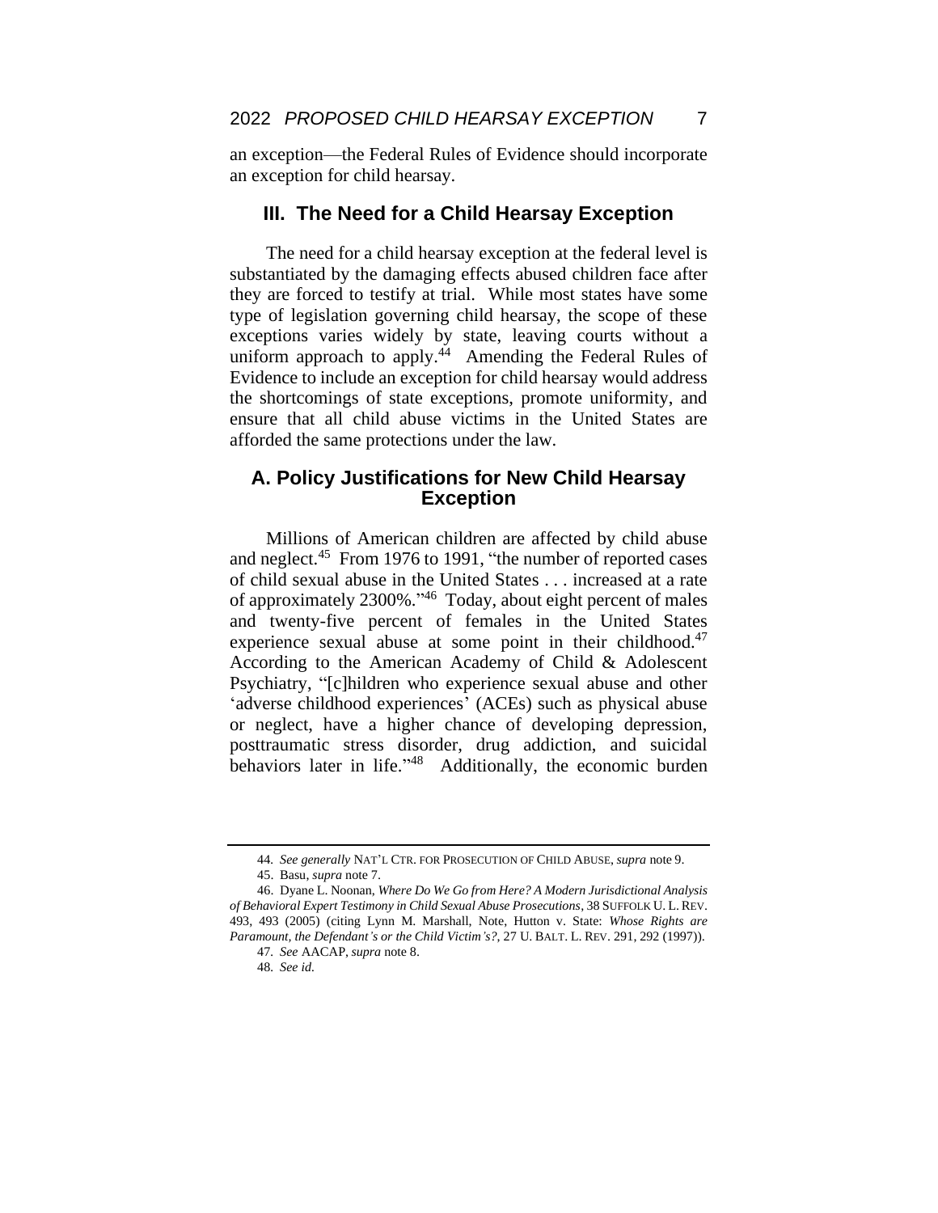an exception—the Federal Rules of Evidence should incorporate an exception for child hearsay.

## III. The Need for a Child Hearsay Exception

The need for a child hearsay exception at the federal level is substantiated by the damaging effects abused children face after they are forced to testify at trial. While most states have some type of legislation governing child hearsay, the scope of these exceptions varies widely by state, leaving courts without a uniform approach to apply.[44] Amending the Federal Rules of Evidence to include an exception for child hearsay would address the shortcomings of state exceptions, promote uniformity, and ensure that all child abuse victims in the United States are afforded the same protections under the law.

### A. Policy Justifications for New Child Hearsay Exception

Millions of American children are affected by child abuse and neglect.[45] From 1976 to 1991, "the number of reported cases of child sexual abuse in the United States . . . increased at a rate of approximately 2300%."[46] Today, about eight percent of males and twenty-five percent of females in the United States experience sexual abuse at some point in their childhood.[47] According to the American Academy of Child & Adolescent Psychiatry, "[c]hildren who experience sexual abuse and other 'adverse childhood experiences' (ACEs) such as physical abuse or neglect, have a higher chance of developing depression, posttraumatic stress disorder, drug addiction, and suicidal behaviors later in life."[48] Additionally, the economic burden

---

44. *See generally* NAT'L CTR. FOR PROSECUTION OF CHILD ABUSE, *supra* note 9.

45. Basu, *supra* note 7.

46. Dyane L. Noonan, *Where Do We Go from Here? A Modern Jurisdictional Analysis of Behavioral Expert Testimony in Child Sexual Abuse Prosecutions*, 38 SUFFOLK U. L. REV. 493, 493 (2005) (citing Lynn M. Marshall, Note, Hutton v. State: *Whose Rights are Paramount, the Defendant's or the Child Victim's?*, 27 U. BALT. L. REV. 291, 292 (1997)).

47. *See* AACAP, *supra* note 8.

48. *See id.*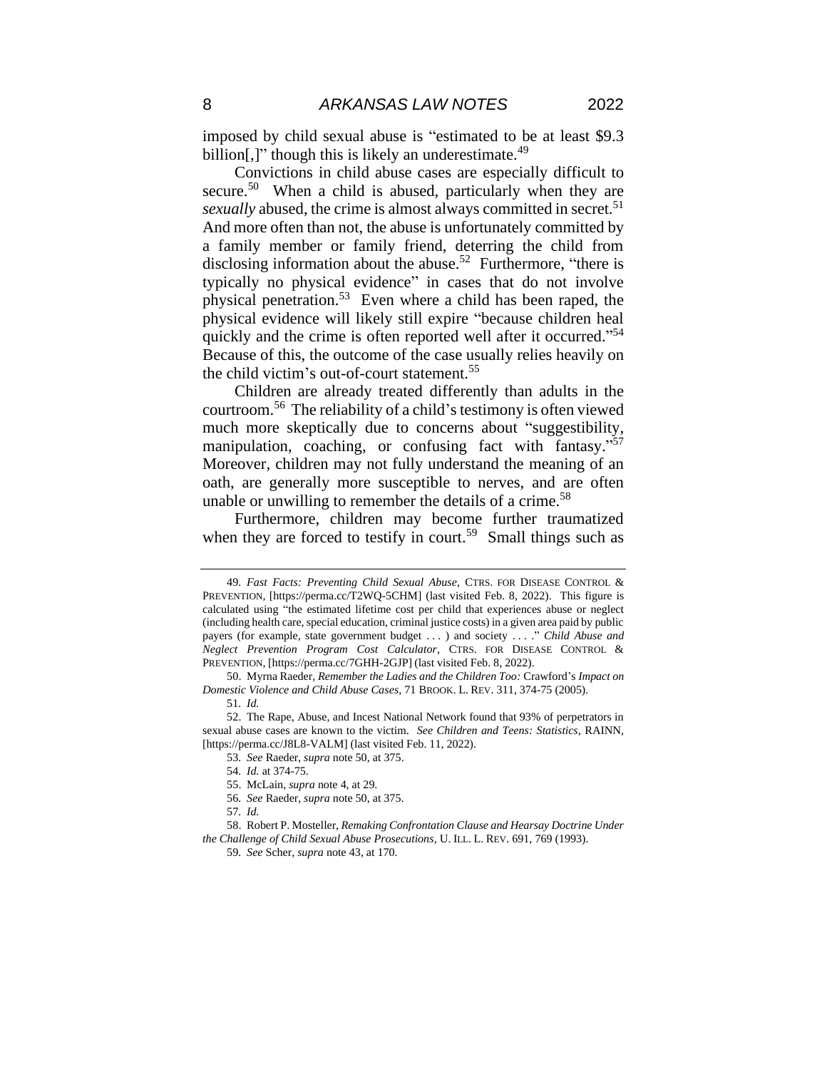imposed by child sexual abuse is "estimated to be at least $9.3 billion[,]" though this is likely an underestimate.[49]

Convictions in child abuse cases are especially difficult to secure.[50] When a child is abused, particularly when they are *sexually* abused, the crime is almost always committed in secret.[51] And more often than not, the abuse is unfortunately committed by a family member or family friend, deterring the child from disclosing information about the abuse.[52] Furthermore, "there is typically no physical evidence" in cases that do not involve physical penetration.[53] Even where a child has been raped, the physical evidence will likely still expire "because children heal quickly and the crime is often reported well after it occurred."[54] Because of this, the outcome of the case usually relies heavily on the child victim's out-of-court statement.[55]

Children are already treated differently than adults in the courtroom.[56] The reliability of a child's testimony is often viewed much more skeptically due to concerns about "suggestibility, manipulation, coaching, or confusing fact with fantasy."[57] Moreover, children may not fully understand the meaning of an oath, are generally more susceptible to nerves, and are often unable or unwilling to remember the details of a crime.[58]

Furthermore, children may become further traumatized when they are forced to testify in court.[59] Small things such as

---

49. *Fast Facts: Preventing Child Sexual Abuse*, CTRS. FOR DISEASE CONTROL & PREVENTION, [https://perma.cc/T2WQ-5CHM] (last visited Feb. 8, 2022). This figure is calculated using "the estimated lifetime cost per child that experiences abuse or neglect (including health care, special education, criminal justice costs) in a given area paid by public payers (for example, state government budget . . . ) and society . . . ." *Child Abuse and Neglect Prevention Program Cost Calculator*, CTRS. FOR DISEASE CONTROL & PREVENTION, [https://perma.cc/7GHH-2GJP] (last visited Feb. 8, 2022).

50. Myrna Raeder, *Remember the Ladies and the Children Too:* Crawford's *Impact on Domestic Violence and Child Abuse Cases*, 71 BROOK. L. REV. 311, 374-75 (2005).

51. *Id.*

52. The Rape, Abuse, and Incest National Network found that 93% of perpetrators in sexual abuse cases are known to the victim. *See Children and Teens: Statistics*, RAINN, [https://perma.cc/J8L8-VALM] (last visited Feb. 11, 2022).

53. *See* Raeder, *supra* note 50, at 375.

54. *Id.* at 374-75.

55. McLain, *supra* note 4, at 29.

56. *See* Raeder, *supra* note 50, at 375.

57. *Id.*

58. Robert P. Mosteller, *Remaking Confrontation Clause and Hearsay Doctrine Under the Challenge of Child Sexual Abuse Prosecutions*, U. ILL. L. REV. 691, 769 (1993).

59. *See* Scher, *supra* note 43, at 170.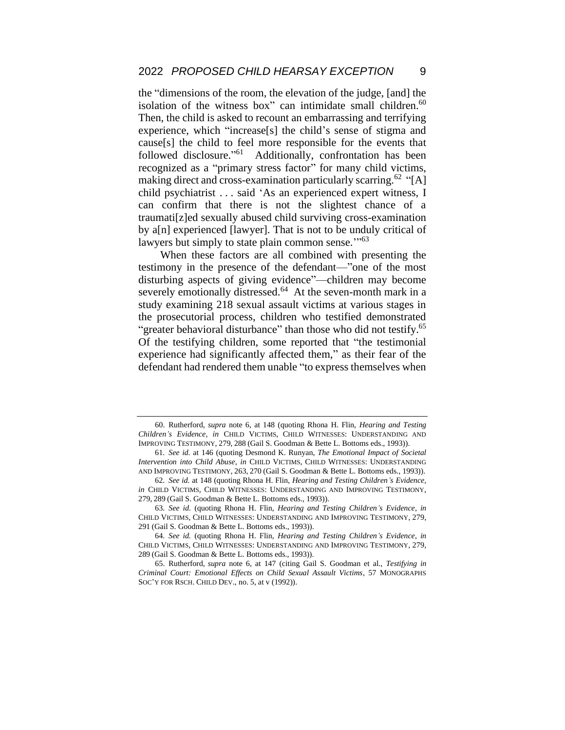the "dimensions of the room, the elevation of the judge, [and] the isolation of the witness box" can intimidate small children.[60] Then, the child is asked to recount an embarrassing and terrifying experience, which "increase[s] the child's sense of stigma and cause[s] the child to feel more responsible for the events that followed disclosure."[61] Additionally, confrontation has been recognized as a "primary stress factor" for many child victims, making direct and cross-examination particularly scarring.[62] "[A] child psychiatrist . . . said 'As an experienced expert witness, I can confirm that there is not the slightest chance of a traumati[z]ed sexually abused child surviving cross-examination by a[n] experienced [lawyer]. That is not to be unduly critical of lawyers but simply to state plain common sense.'"[63]

When these factors are all combined with presenting the testimony in the presence of the defendant—"one of the most disturbing aspects of giving evidence"—children may become severely emotionally distressed.[64] At the seven-month mark in a study examining 218 sexual assault victims at various stages in the prosecutorial process, children who testified demonstrated "greater behavioral disturbance" than those who did not testify.[65] Of the testifying children, some reported that "the testimonial experience had significantly affected them," as their fear of the defendant had rendered them unable "to express themselves when

---

60. Rutherford, *supra* note 6, at 148 (quoting Rhona H. Flin, *Hearing and Testing Children's Evidence*, *in* CHILD VICTIMS, CHILD WITNESSES: UNDERSTANDING AND IMPROVING TESTIMONY, 279, 288 (Gail S. Goodman & Bette L. Bottoms eds., 1993)).

61. *See id.* at 146 (quoting Desmond K. Runyan, *The Emotional Impact of Societal Intervention into Child Abuse*, *in* CHILD VICTIMS, CHILD WITNESSES: UNDERSTANDING AND IMPROVING TESTIMONY, 263, 270 (Gail S. Goodman & Bette L. Bottoms eds., 1993)).

62. *See id.* at 148 (quoting Rhona H. Flin, *Hearing and Testing Children's Evidence*, *in* CHILD VICTIMS, CHILD WITNESSES: UNDERSTANDING AND IMPROVING TESTIMONY, 279, 289 (Gail S. Goodman & Bette L. Bottoms eds., 1993)).

63. *See id.* (quoting Rhona H. Flin, *Hearing and Testing Children's Evidence*, *in* CHILD VICTIMS, CHILD WITNESSES: UNDERSTANDING AND IMPROVING TESTIMONY, 279, 291 (Gail S. Goodman & Bette L. Bottoms eds., 1993)).

64. *See id.* (quoting Rhona H. Flin, *Hearing and Testing Children's Evidence*, *in* CHILD VICTIMS, CHILD WITNESSES: UNDERSTANDING AND IMPROVING TESTIMONY, 279, 289 (Gail S. Goodman & Bette L. Bottoms eds., 1993)).

65. Rutherford, *supra* note 6, at 147 (citing Gail S. Goodman et al., *Testifying in Criminal Court: Emotional Effects on Child Sexual Assault Victims*, 57 MONOGRAPHS SOC'Y FOR RSCH. CHILD DEV., no. 5, at v (1992)).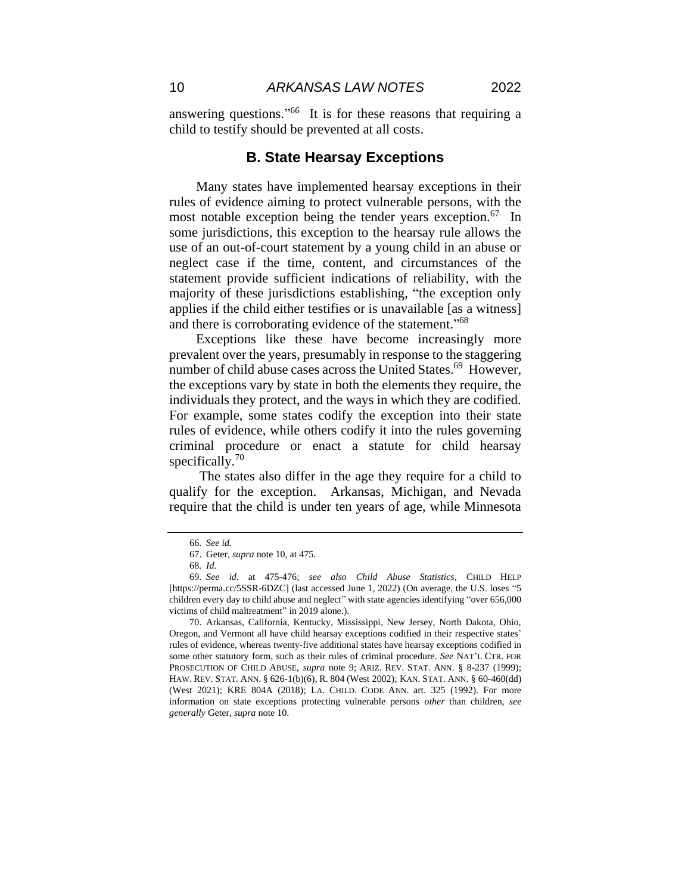answering questions."[66] It is for these reasons that requiring a child to testify should be prevented at all costs.

## B. State Hearsay Exceptions

Many states have implemented hearsay exceptions in their rules of evidence aiming to protect vulnerable persons, with the most notable exception being the tender years exception.[67] In some jurisdictions, this exception to the hearsay rule allows the use of an out-of-court statement by a young child in an abuse or neglect case if the time, content, and circumstances of the statement provide sufficient indications of reliability, with the majority of these jurisdictions establishing, "the exception only applies if the child either testifies or is unavailable [as a witness] and there is corroborating evidence of the statement."[68]

Exceptions like these have become increasingly more prevalent over the years, presumably in response to the staggering number of child abuse cases across the United States.[69] However, the exceptions vary by state in both the elements they require, the individuals they protect, and the ways in which they are codified. For example, some states codify the exception into their state rules of evidence, while others codify it into the rules governing criminal procedure or enact a statute for child hearsay specifically.[70]

The states also differ in the age they require for a child to qualify for the exception. Arkansas, Michigan, and Nevada require that the child is under ten years of age, while Minnesota

---

66. *See id.*

67. Geter, *supra* note 10, at 475.

68. *Id.*

69. *See id.* at 475-476; *see also Child Abuse Statistics*, CHILD HELP [https://perma.cc/5SSR-6DZC] (last accessed June 1, 2022) (On average, the U.S. loses "5 children every day to child abuse and neglect" with state agencies identifying "over 656,000 victims of child maltreatment" in 2019 alone.).

70. Arkansas, California, Kentucky, Mississippi, New Jersey, North Dakota, Ohio, Oregon, and Vermont all have child hearsay exceptions codified in their respective states' rules of evidence, whereas twenty-five additional states have hearsay exceptions codified in some other statutory form, such as their rules of criminal procedure. *See* NAT'L CTR. FOR PROSECUTION OF CHILD ABUSE, *supra* note 9; ARIZ. REV. STAT. ANN. § 8-237 (1999); HAW. REV. STAT. ANN. § 626-1(b)(6), R. 804 (West 2002); KAN. STAT. ANN. § 60-460(dd) (West 2021); KRE 804A (2018); LA. CHILD. CODE ANN. art. 325 (1992). For more information on state exceptions protecting vulnerable persons *other* than children, *see generally* Geter, *supra* note 10.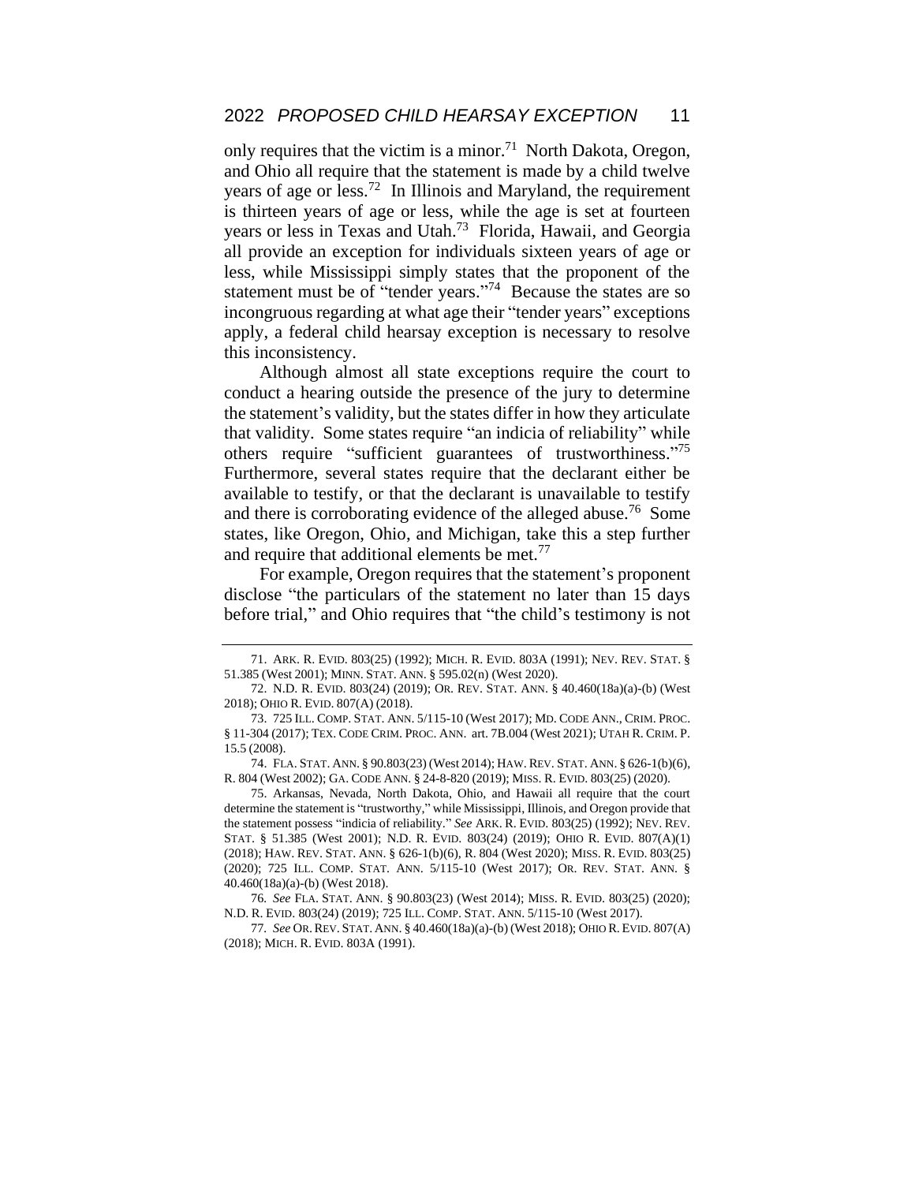only requires that the victim is a minor.[71] North Dakota, Oregon, and Ohio all require that the statement is made by a child twelve years of age or less.[72] In Illinois and Maryland, the requirement is thirteen years of age or less, while the age is set at fourteen years or less in Texas and Utah.[73] Florida, Hawaii, and Georgia all provide an exception for individuals sixteen years of age or less, while Mississippi simply states that the proponent of the statement must be of "tender years."[74] Because the states are so incongruous regarding at what age their "tender years" exceptions apply, a federal child hearsay exception is necessary to resolve this inconsistency.

Although almost all state exceptions require the court to conduct a hearing outside the presence of the jury to determine the statement's validity, but the states differ in how they articulate that validity. Some states require "an indicia of reliability" while others require "sufficient guarantees of trustworthiness."[75] Furthermore, several states require that the declarant either be available to testify, or that the declarant is unavailable to testify and there is corroborating evidence of the alleged abuse.[76] Some states, like Oregon, Ohio, and Michigan, take this a step further and require that additional elements be met.[77]

For example, Oregon requires that the statement's proponent disclose "the particulars of the statement no later than 15 days before trial," and Ohio requires that "the child's testimony is not

---

71. ARK. R. EVID. 803(25) (1992); MICH. R. EVID. 803A (1991); NEV. REV. STAT. § 51.385 (West 2001); MINN. STAT. ANN. § 595.02(n) (West 2020).

72. N.D. R. EVID. 803(24) (2019); OR. REV. STAT. ANN. § 40.460(18a)(a)-(b) (West 2018); OHIO R. EVID. 807(A) (2018).

73. 725 ILL. COMP. STAT. ANN. 5/115-10 (West 2017); MD. CODE ANN., CRIM. PROC. § 11-304 (2017); TEX. CODE CRIM. PROC. ANN. art. 7B.004 (West 2021); UTAH R. CRIM. P. 15.5 (2008).

74. FLA. STAT. ANN. § 90.803(23) (West 2014); HAW. REV. STAT. ANN. § 626-1(b)(6), R. 804 (West 2002); GA. CODE ANN. § 24-8-820 (2019); MISS. R. EVID. 803(25) (2020).

75. Arkansas, Nevada, North Dakota, Ohio, and Hawaii all require that the court determine the statement is "trustworthy," while Mississippi, Illinois, and Oregon provide that the statement possess "indicia of reliability." *See* ARK. R. EVID. 803(25) (1992); NEV. REV. STAT. § 51.385 (West 2001); N.D. R. EVID. 803(24) (2019); OHIO R. EVID. 807(A)(1) (2018); HAW. REV. STAT. ANN. § 626-1(b)(6), R. 804 (West 2020); MISS. R. EVID. 803(25) (2020); 725 ILL. COMP. STAT. ANN. 5/115-10 (West 2017); OR. REV. STAT. ANN. § 40.460(18a)(a)-(b) (West 2018).

76. *See* FLA. STAT. ANN. § 90.803(23) (West 2014); MISS. R. EVID. 803(25) (2020); N.D. R. EVID. 803(24) (2019); 725 ILL. COMP. STAT. ANN. 5/115-10 (West 2017).

77. *See* OR. REV. STAT. ANN. § 40.460(18a)(a)-(b) (West 2018); OHIO R. EVID. 807(A) (2018); MICH. R. EVID. 803A (1991).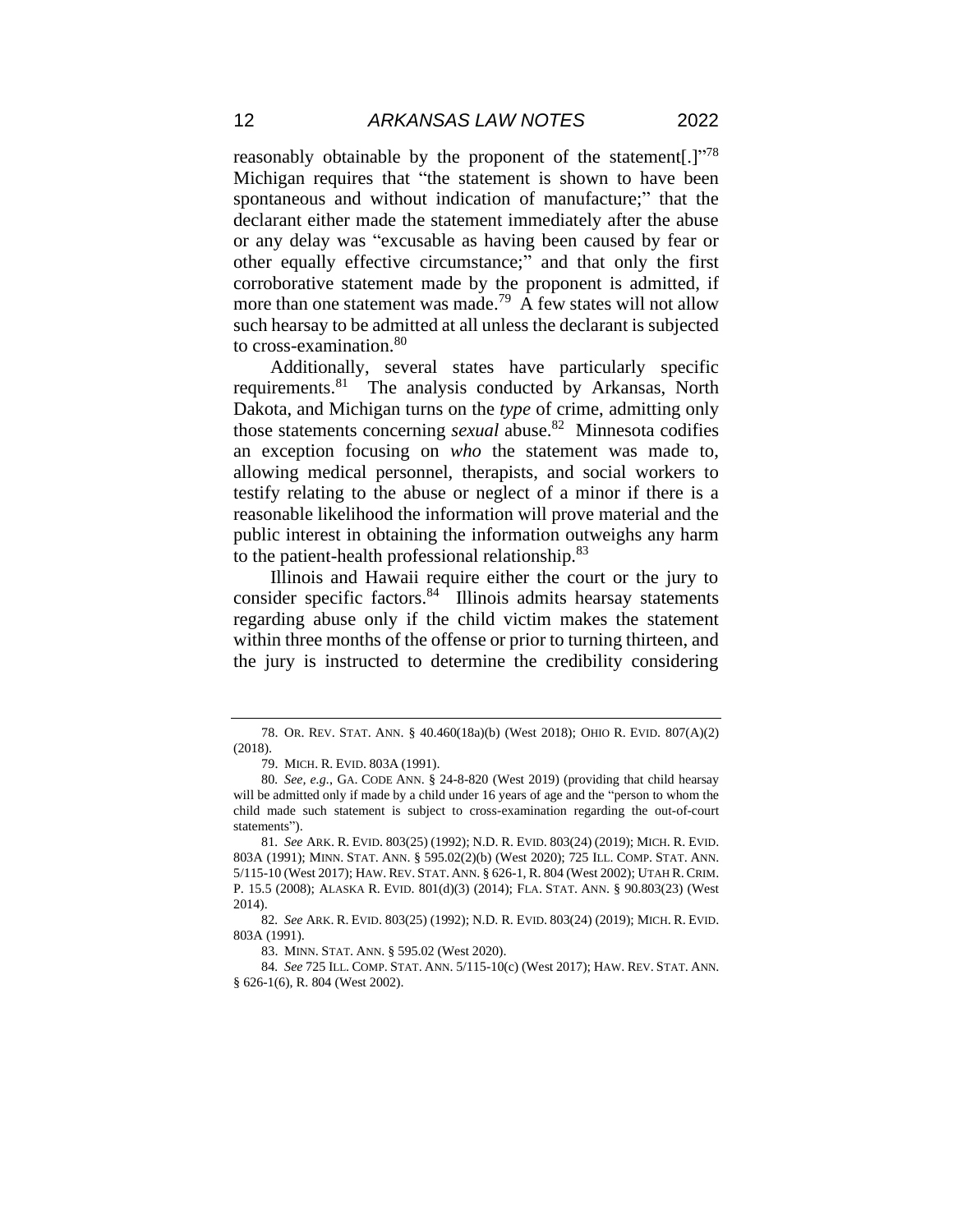reasonably obtainable by the proponent of the statement[.]"[78] Michigan requires that "the statement is shown to have been spontaneous and without indication of manufacture;" that the declarant either made the statement immediately after the abuse or any delay was "excusable as having been caused by fear or other equally effective circumstance;" and that only the first corroborative statement made by the proponent is admitted, if more than one statement was made.[79] A few states will not allow such hearsay to be admitted at all unless the declarant is subjected to cross-examination.[80]

Additionally, several states have particularly specific requirements.[81] The analysis conducted by Arkansas, North Dakota, and Michigan turns on the *type* of crime, admitting only those statements concerning *sexual* abuse.[82] Minnesota codifies an exception focusing on *who* the statement was made to, allowing medical personnel, therapists, and social workers to testify relating to the abuse or neglect of a minor if there is a reasonable likelihood the information will prove material and the public interest in obtaining the information outweighs any harm to the patient-health professional relationship.[83]

Illinois and Hawaii require either the court or the jury to consider specific factors.[84] Illinois admits hearsay statements regarding abuse only if the child victim makes the statement within three months of the offense or prior to turning thirteen, and the jury is instructed to determine the credibility considering

---

78. OR. REV. STAT. ANN. § 40.460(18a)(b) (West 2018); OHIO R. EVID. 807(A)(2) (2018).

79. MICH. R. EVID. 803A (1991).

80. *See, e.g.*, GA. CODE ANN. § 24-8-820 (West 2019) (providing that child hearsay will be admitted only if made by a child under 16 years of age and the "person to whom the child made such statement is subject to cross-examination regarding the out-of-court statements").

81. *See* ARK. R. EVID. 803(25) (1992); N.D. R. EVID. 803(24) (2019); MICH. R. EVID. 803A (1991); MINN. STAT. ANN. § 595.02(2)(b) (West 2020); 725 ILL. COMP. STAT. ANN. 5/115-10 (West 2017); HAW. REV. STAT. ANN. § 626-1, R. 804 (West 2002); UTAH R. CRIM. P. 15.5 (2008); ALASKA R. EVID. 801(d)(3) (2014); FLA. STAT. ANN. § 90.803(23) (West 2014).

82. *See* ARK. R. EVID. 803(25) (1992); N.D. R. EVID. 803(24) (2019); MICH. R. EVID. 803A (1991).

83. MINN. STAT. ANN. § 595.02 (West 2020).

84. *See* 725 ILL. COMP. STAT. ANN. 5/115-10(c) (West 2017); HAW. REV. STAT. ANN. § 626-1(6), R. 804 (West 2002).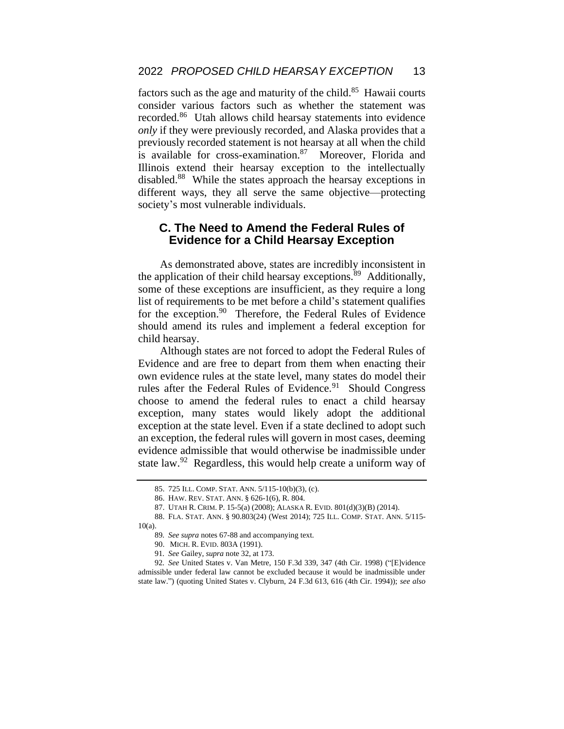factors such as the age and maturity of the child.[85] Hawaii courts consider various factors such as whether the statement was recorded.[86] Utah allows child hearsay statements into evidence *only* if they were previously recorded, and Alaska provides that a previously recorded statement is not hearsay at all when the child is available for cross-examination.[87] Moreover, Florida and Illinois extend their hearsay exception to the intellectually disabled.[88] While the states approach the hearsay exceptions in different ways, they all serve the same objective—protecting society's most vulnerable individuals.

## C. The Need to Amend the Federal Rules of Evidence for a Child Hearsay Exception

As demonstrated above, states are incredibly inconsistent in the application of their child hearsay exceptions.[89] Additionally, some of these exceptions are insufficient, as they require a long list of requirements to be met before a child's statement qualifies for the exception.[90] Therefore, the Federal Rules of Evidence should amend its rules and implement a federal exception for child hearsay.

Although states are not forced to adopt the Federal Rules of Evidence and are free to depart from them when enacting their own evidence rules at the state level, many states do model their rules after the Federal Rules of Evidence.[91] Should Congress choose to amend the federal rules to enact a child hearsay exception, many states would likely adopt the additional exception at the state level. Even if a state declined to adopt such an exception, the federal rules will govern in most cases, deeming evidence admissible that would otherwise be inadmissible under state law.[92] Regardless, this would help create a uniform way of

---

85. 725 ILL. COMP. STAT. ANN. 5/115-10(b)(3), (c).

86. HAW. REV. STAT. ANN. § 626-1(6), R. 804.

87. UTAH R. CRIM. P. 15-5(a) (2008); ALASKA R. EVID. 801(d)(3)(B) (2014).

88. FLA. STAT. ANN. § 90.803(24) (West 2014); 725 ILL. COMP. STAT. ANN. 5/115-10(a).

89. *See supra* notes 67-88 and accompanying text.

90. MICH. R. EVID. 803A (1991).

91. *See* Gailey, *supra* note 32, at 173.

92. *See* United States v. Van Metre, 150 F.3d 339, 347 (4th Cir. 1998) ("[E]vidence admissible under federal law cannot be excluded because it would be inadmissible under state law.") (quoting United States v. Clyburn, 24 F.3d 613, 616 (4th Cir. 1994)); *see also*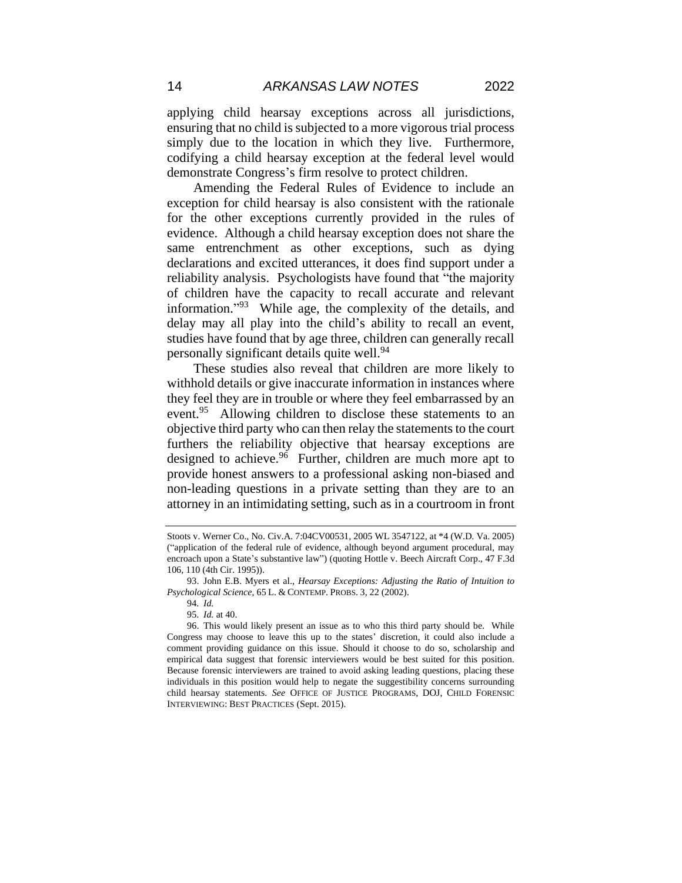applying child hearsay exceptions across all jurisdictions, ensuring that no child is subjected to a more vigorous trial process simply due to the location in which they live. Furthermore, codifying a child hearsay exception at the federal level would demonstrate Congress's firm resolve to protect children.

Amending the Federal Rules of Evidence to include an exception for child hearsay is also consistent with the rationale for the other exceptions currently provided in the rules of evidence. Although a child hearsay exception does not share the same entrenchment as other exceptions, such as dying declarations and excited utterances, it does find support under a reliability analysis. Psychologists have found that "the majority of children have the capacity to recall accurate and relevant information."[93] While age, the complexity of the details, and delay may all play into the child's ability to recall an event, studies have found that by age three, children can generally recall personally significant details quite well.[94]

These studies also reveal that children are more likely to withhold details or give inaccurate information in instances where they feel they are in trouble or where they feel embarrassed by an event.[95] Allowing children to disclose these statements to an objective third party who can then relay the statements to the court furthers the reliability objective that hearsay exceptions are designed to achieve.[96] Further, children are much more apt to provide honest answers to a professional asking non-biased and non-leading questions in a private setting than they are to an attorney in an intimidating setting, such as in a courtroom in front

---

Stoots v. Werner Co., No. Civ.A. 7:04CV00531, 2005 WL 3547122, at *4 (W.D. Va. 2005) ("application of the federal rule of evidence, although beyond argument procedural, may encroach upon a State's substantive law") (quoting Hottle v. Beech Aircraft Corp., 47 F.3d 106, 110 (4th Cir. 1995)).

93. John E.B. Myers et al., *Hearsay Exceptions: Adjusting the Ratio of Intuition to Psychological Science*, 65 L. & CONTEMP. PROBS. 3, 22 (2002).

94. *Id.*

95. *Id.* at 40.

96. This would likely present an issue as to who this third party should be. While Congress may choose to leave this up to the states' discretion, it could also include a comment providing guidance on this issue. Should it choose to do so, scholarship and empirical data suggest that forensic interviewers would be best suited for this position. Because forensic interviewers are trained to avoid asking leading questions, placing these individuals in this position would help to negate the suggestibility concerns surrounding child hearsay statements. *See* OFFICE OF JUSTICE PROGRAMS, DOJ, CHILD FORENSIC INTERVIEWING: BEST PRACTICES (Sept. 2015).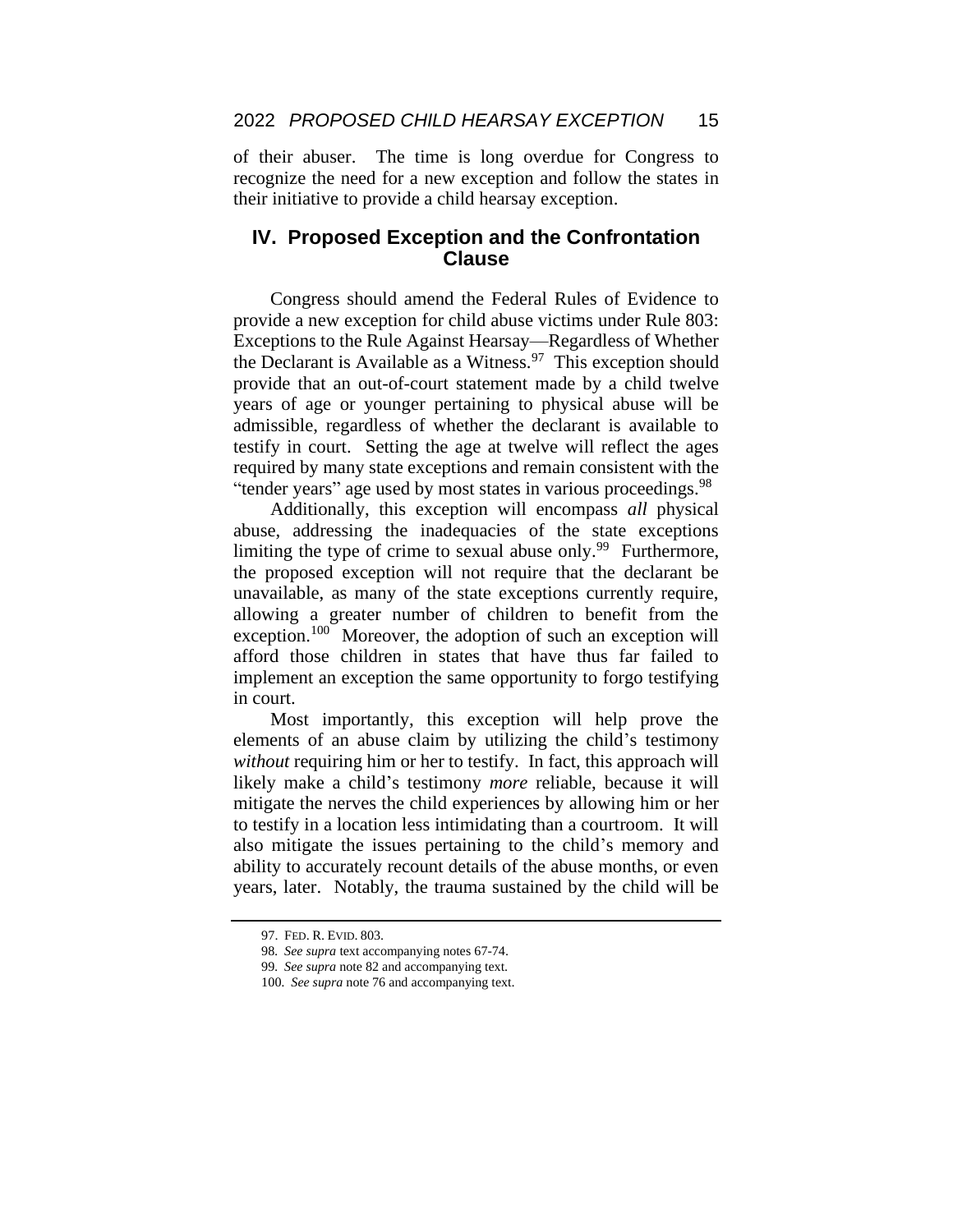of their abuser. The time is long overdue for Congress to recognize the need for a new exception and follow the states in their initiative to provide a child hearsay exception.

## IV. Proposed Exception and the Confrontation Clause

Congress should amend the Federal Rules of Evidence to provide a new exception for child abuse victims under Rule 803: Exceptions to the Rule Against Hearsay—Regardless of Whether the Declarant is Available as a Witness.[97] This exception should provide that an out-of-court statement made by a child twelve years of age or younger pertaining to physical abuse will be admissible, regardless of whether the declarant is available to testify in court. Setting the age at twelve will reflect the ages required by many state exceptions and remain consistent with the "tender years" age used by most states in various proceedings.[98]

Additionally, this exception will encompass *all* physical abuse, addressing the inadequacies of the state exceptions limiting the type of crime to sexual abuse only.[99] Furthermore, the proposed exception will not require that the declarant be unavailable, as many of the state exceptions currently require, allowing a greater number of children to benefit from the exception.[100] Moreover, the adoption of such an exception will afford those children in states that have thus far failed to implement an exception the same opportunity to forgo testifying in court.

Most importantly, this exception will help prove the elements of an abuse claim by utilizing the child's testimony *without* requiring him or her to testify. In fact, this approach will likely make a child's testimony *more* reliable, because it will mitigate the nerves the child experiences by allowing him or her to testify in a location less intimidating than a courtroom. It will also mitigate the issues pertaining to the child's memory and ability to accurately recount details of the abuse months, or even years, later. Notably, the trauma sustained by the child will be

---

97. FED. R. EVID. 803.

98. *See supra* text accompanying notes 67-74.

99. *See supra* note 82 and accompanying text.

100. *See supra* note 76 and accompanying text.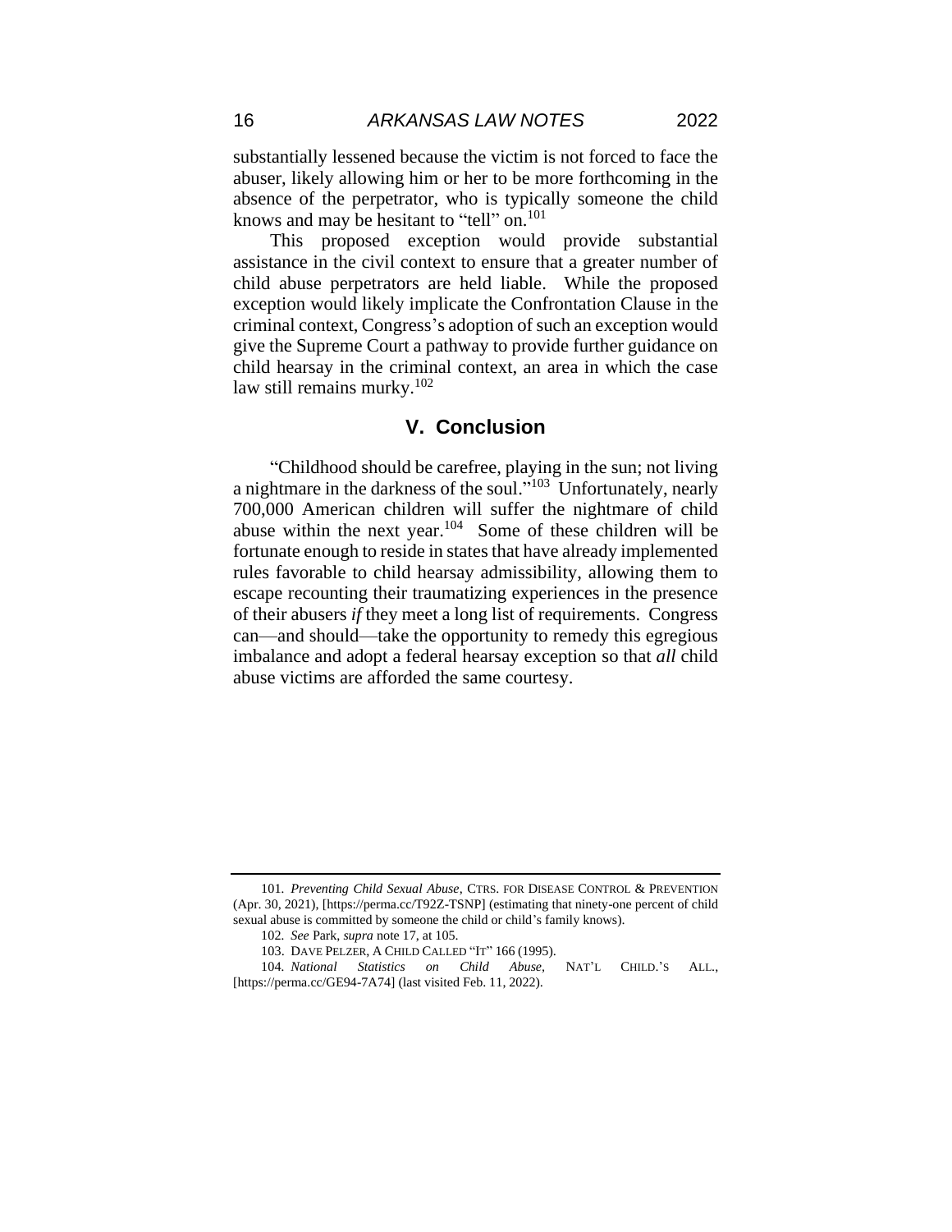substantially lessened because the victim is not forced to face the abuser, likely allowing him or her to be more forthcoming in the absence of the perpetrator, who is typically someone the child knows and may be hesitant to "tell" on.[101]

This proposed exception would provide substantial assistance in the civil context to ensure that a greater number of child abuse perpetrators are held liable. While the proposed exception would likely implicate the Confrontation Clause in the criminal context, Congress's adoption of such an exception would give the Supreme Court a pathway to provide further guidance on child hearsay in the criminal context, an area in which the case law still remains murky.[102]

## V. Conclusion

"Childhood should be carefree, playing in the sun; not living a nightmare in the darkness of the soul."[103] Unfortunately, nearly 700,000 American children will suffer the nightmare of child abuse within the next year.[104] Some of these children will be fortunate enough to reside in states that have already implemented rules favorable to child hearsay admissibility, allowing them to escape recounting their traumatizing experiences in the presence of their abusers *if* they meet a long list of requirements. Congress can—and should—take the opportunity to remedy this egregious imbalance and adopt a federal hearsay exception so that *all* child abuse victims are afforded the same courtesy.

---

101. *Preventing Child Sexual Abuse*, CTRS. FOR DISEASE CONTROL & PREVENTION (Apr. 30, 2021), [https://perma.cc/T92Z-TSNP] (estimating that ninety-one percent of child sexual abuse is committed by someone the child or child's family knows).

102. *See* Park, *supra* note 17, at 105.

103. DAVE PELZER, A CHILD CALLED "IT" 166 (1995).

104. *National Statistics on Child Abuse*, NAT'L CHILD.'S ALL., [https://perma.cc/GE94-7A74] (last visited Feb. 11, 2022).